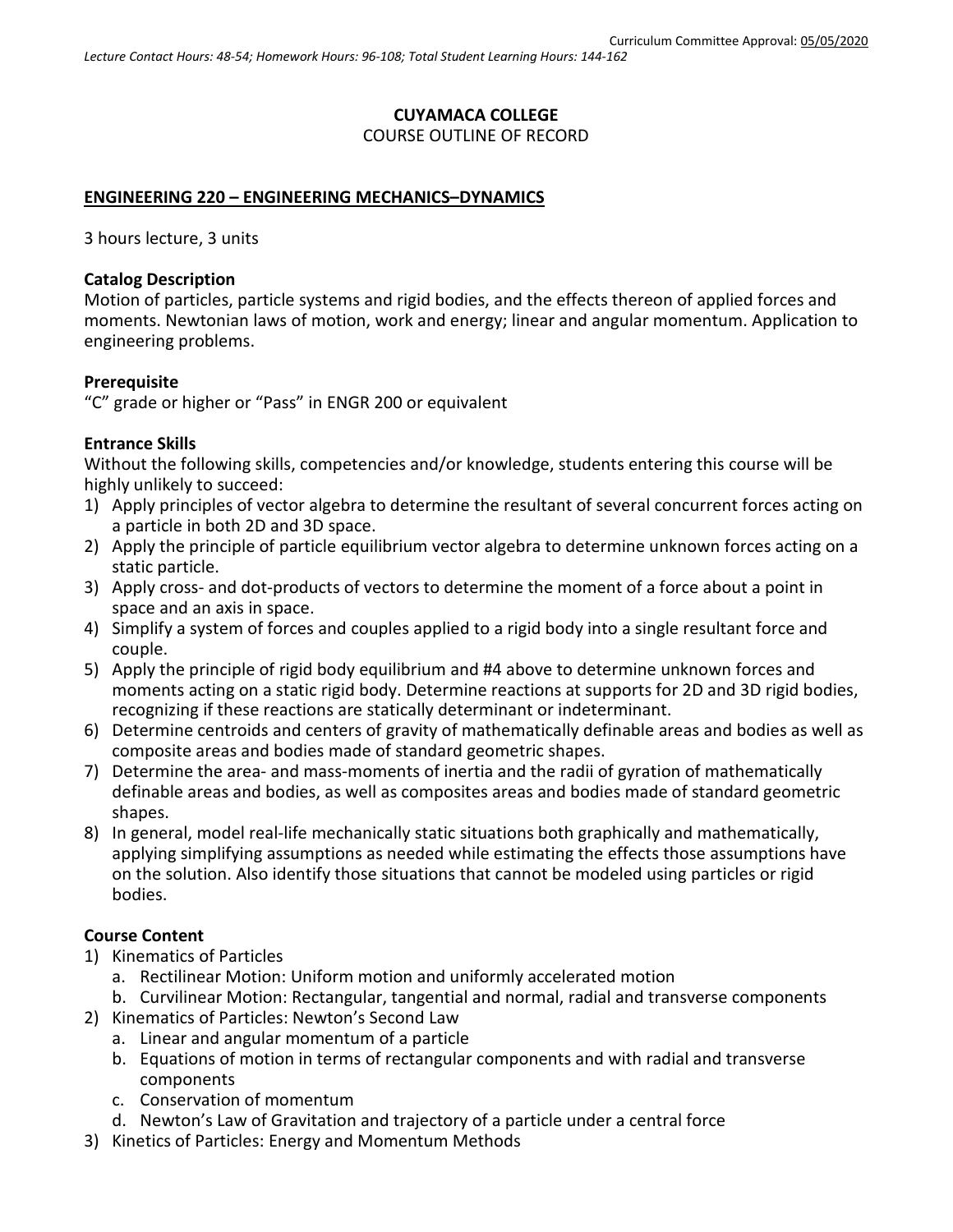Curriculum Committee Approval: 05/05/2020

*Lecture Contact Hours: 48-54; Homework Hours: 96-108; Total Student Learning Hours: 144-162*

**CUYAMACA COLLEGE**

COURSE OUTLINE OF RECORD

**ENGINEERING 220 – ENGINEERING MECHANICS–DYNAMICS**

3 hours lecture, 3 units

**Catalog Description**

Motion of particles, particle systems and rigid bodies, and the effects thereon of applied forces and moments. Newtonian laws of motion, work and energy; linear and angular momentum. Application to engineering problems.

**Prerequisite**

"C" grade or higher or "Pass" in ENGR 200 or equivalent

**Entrance Skills**

Without the following skills, competencies and/or knowledge, students entering this course will be highly unlikely to succeed:

1) Apply principles of vector algebra to determine the resultant of several concurrent forces acting on a particle in both 2D and 3D space.
2) Apply the principle of particle equilibrium vector algebra to determine unknown forces acting on a static particle.
3) Apply cross- and dot-products of vectors to determine the moment of a force about a point in space and an axis in space.
4) Simplify a system of forces and couples applied to a rigid body into a single resultant force and couple.
5) Apply the principle of rigid body equilibrium and #4 above to determine unknown forces and moments acting on a static rigid body. Determine reactions at supports for 2D and 3D rigid bodies, recognizing if these reactions are statically determinant or indeterminant.
6) Determine centroids and centers of gravity of mathematically definable areas and bodies as well as composite areas and bodies made of standard geometric shapes.
7) Determine the area- and mass-moments of inertia and the radii of gyration of mathematically definable areas and bodies, as well as composites areas and bodies made of standard geometric shapes.
8) In general, model real-life mechanically static situations both graphically and mathematically, applying simplifying assumptions as needed while estimating the effects those assumptions have on the solution. Also identify those situations that cannot be modeled using particles or rigid bodies.

**Course Content**

1) Kinematics of Particles
   a. Rectilinear Motion: Uniform motion and uniformly accelerated motion
   b. Curvilinear Motion: Rectangular, tangential and normal, radial and transverse components
2) Kinematics of Particles: Newton's Second Law
   a. Linear and angular momentum of a particle
   b. Equations of motion in terms of rectangular components and with radial and transverse components
   c. Conservation of momentum
   d. Newton's Law of Gravitation and trajectory of a particle under a central force
3) Kinetics of Particles: Energy and Momentum Methods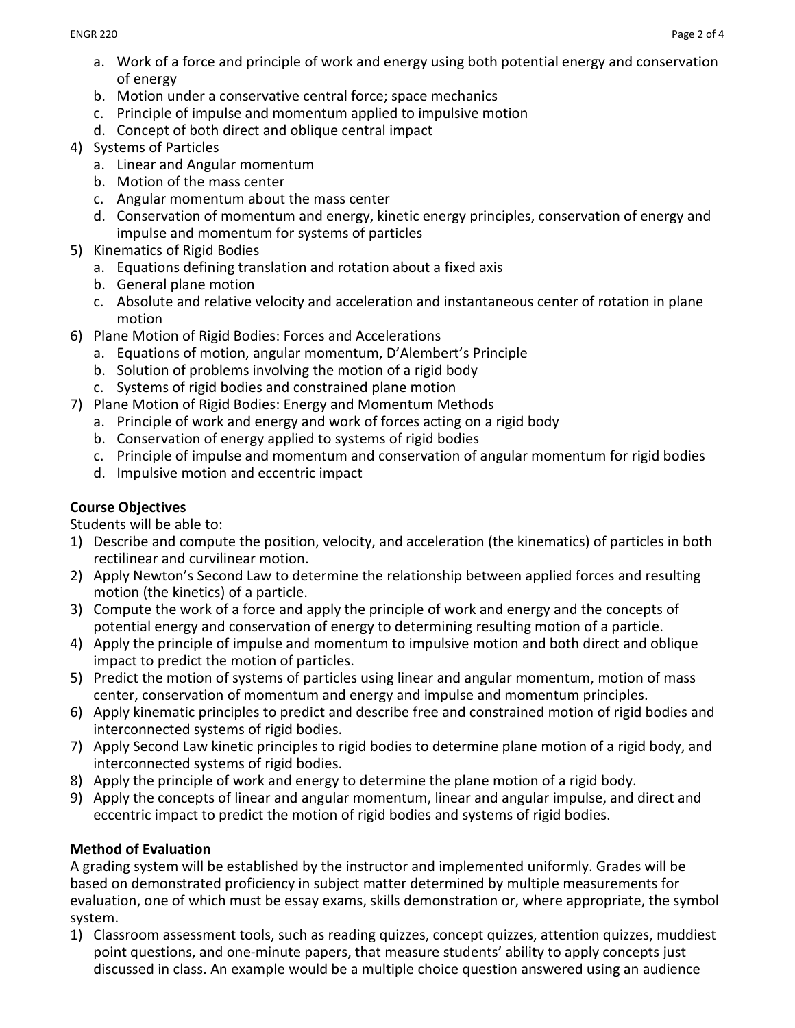a. Work of a force and principle of work and energy using both potential energy and conservation of energy
   b. Motion under a conservative central force; space mechanics
   c. Principle of impulse and momentum applied to impulsive motion
   d. Concept of both direct and oblique central impact
4) Systems of Particles
   a. Linear and Angular momentum
   b. Motion of the mass center
   c. Angular momentum about the mass center
   d. Conservation of momentum and energy, kinetic energy principles, conservation of energy and impulse and momentum for systems of particles
5) Kinematics of Rigid Bodies
   a. Equations defining translation and rotation about a fixed axis
   b. General plane motion
   c. Absolute and relative velocity and acceleration and instantaneous center of rotation in plane motion
6) Plane Motion of Rigid Bodies: Forces and Accelerations
   a. Equations of motion, angular momentum, D'Alembert's Principle
   b. Solution of problems involving the motion of a rigid body
   c. Systems of rigid bodies and constrained plane motion
7) Plane Motion of Rigid Bodies: Energy and Momentum Methods
   a. Principle of work and energy and work of forces acting on a rigid body
   b. Conservation of energy applied to systems of rigid bodies
   c. Principle of impulse and momentum and conservation of angular momentum for rigid bodies
   d. Impulsive motion and eccentric impact

**Course Objectives**

Students will be able to:

1) Describe and compute the position, velocity, and acceleration (the kinematics) of particles in both rectilinear and curvilinear motion.
2) Apply Newton's Second Law to determine the relationship between applied forces and resulting motion (the kinetics) of a particle.
3) Compute the work of a force and apply the principle of work and energy and the concepts of potential energy and conservation of energy to determining resulting motion of a particle.
4) Apply the principle of impulse and momentum to impulsive motion and both direct and oblique impact to predict the motion of particles.
5) Predict the motion of systems of particles using linear and angular momentum, motion of mass center, conservation of momentum and energy and impulse and momentum principles.
6) Apply kinematic principles to predict and describe free and constrained motion of rigid bodies and interconnected systems of rigid bodies.
7) Apply Second Law kinetic principles to rigid bodies to determine plane motion of a rigid body, and interconnected systems of rigid bodies.
8) Apply the principle of work and energy to determine the plane motion of a rigid body.
9) Apply the concepts of linear and angular momentum, linear and angular impulse, and direct and eccentric impact to predict the motion of rigid bodies and systems of rigid bodies.

**Method of Evaluation**

A grading system will be established by the instructor and implemented uniformly. Grades will be based on demonstrated proficiency in subject matter determined by multiple measurements for evaluation, one of which must be essay exams, skills demonstration or, where appropriate, the symbol system.

1) Classroom assessment tools, such as reading quizzes, concept quizzes, attention quizzes, muddiest point questions, and one-minute papers, that measure students' ability to apply concepts just discussed in class. An example would be a multiple choice question answered using an audience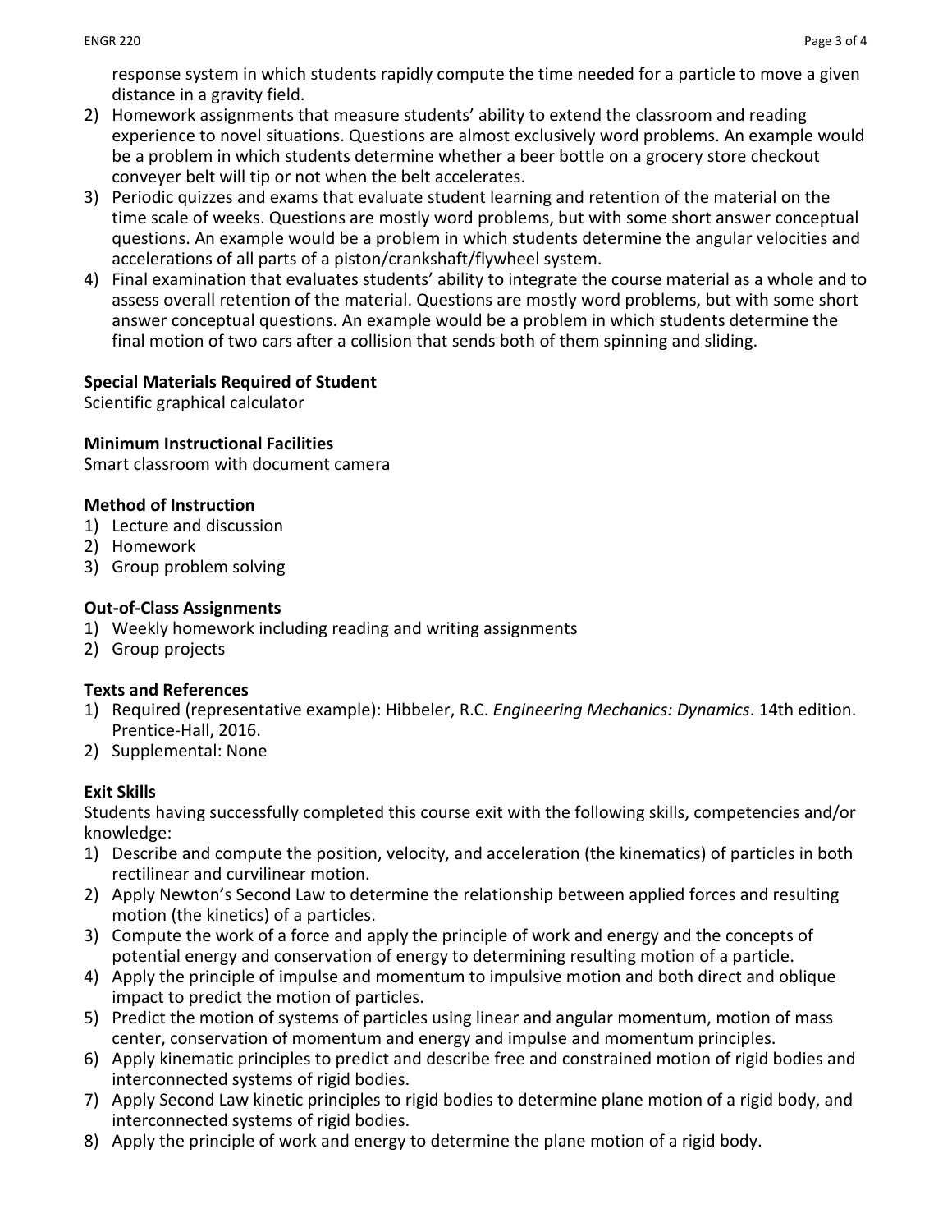response system in which students rapidly compute the time needed for a particle to move a given distance in a gravity field.

2) Homework assignments that measure students' ability to extend the classroom and reading experience to novel situations. Questions are almost exclusively word problems. An example would be a problem in which students determine whether a beer bottle on a grocery store checkout conveyer belt will tip or not when the belt accelerates.
3) Periodic quizzes and exams that evaluate student learning and retention of the material on the time scale of weeks. Questions are mostly word problems, but with some short answer conceptual questions. An example would be a problem in which students determine the angular velocities and accelerations of all parts of a piston/crankshaft/flywheel system.
4) Final examination that evaluates students' ability to integrate the course material as a whole and to assess overall retention of the material. Questions are mostly word problems, but with some short answer conceptual questions. An example would be a problem in which students determine the final motion of two cars after a collision that sends both of them spinning and sliding.

**Special Materials Required of Student**
Scientific graphical calculator

**Minimum Instructional Facilities**
Smart classroom with document camera

**Method of Instruction**
1) Lecture and discussion
2) Homework
3) Group problem solving

**Out-of-Class Assignments**
1) Weekly homework including reading and writing assignments
2) Group projects

**Texts and References**
1) Required (representative example): Hibbeler, R.C. *Engineering Mechanics: Dynamics*. 14th edition. Prentice-Hall, 2016.
2) Supplemental: None

**Exit Skills**
Students having successfully completed this course exit with the following skills, competencies and/or knowledge:
1) Describe and compute the position, velocity, and acceleration (the kinematics) of particles in both rectilinear and curvilinear motion.
2) Apply Newton's Second Law to determine the relationship between applied forces and resulting motion (the kinetics) of a particles.
3) Compute the work of a force and apply the principle of work and energy and the concepts of potential energy and conservation of energy to determining resulting motion of a particle.
4) Apply the principle of impulse and momentum to impulsive motion and both direct and oblique impact to predict the motion of particles.
5) Predict the motion of systems of particles using linear and angular momentum, motion of mass center, conservation of momentum and energy and impulse and momentum principles.
6) Apply kinematic principles to predict and describe free and constrained motion of rigid bodies and interconnected systems of rigid bodies.
7) Apply Second Law kinetic principles to rigid bodies to determine plane motion of a rigid body, and interconnected systems of rigid bodies.
8) Apply the principle of work and energy to determine the plane motion of a rigid body.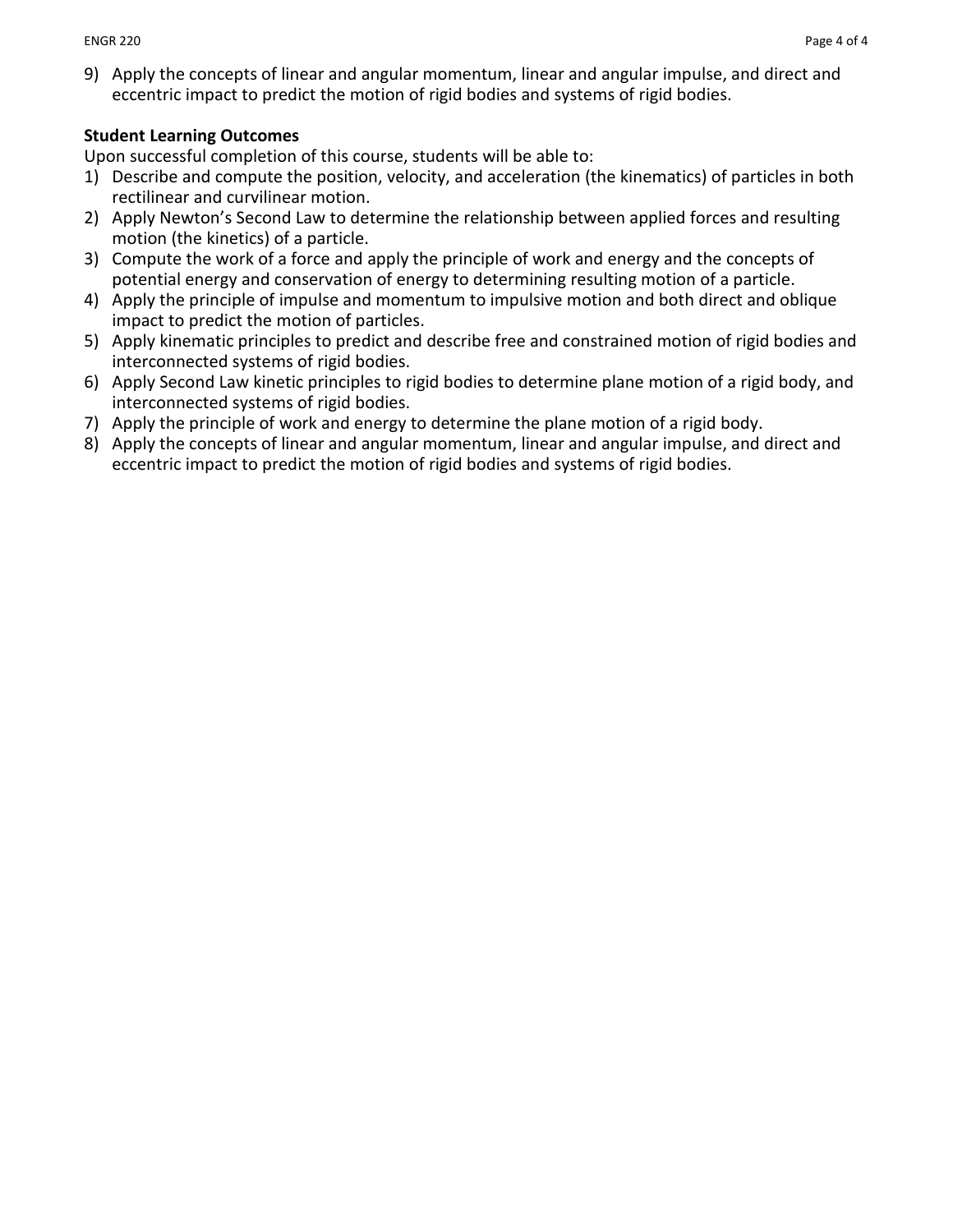9) Apply the concepts of linear and angular momentum, linear and angular impulse, and direct and eccentric impact to predict the motion of rigid bodies and systems of rigid bodies.

**Student Learning Outcomes**

Upon successful completion of this course, students will be able to:

1) Describe and compute the position, velocity, and acceleration (the kinematics) of particles in both rectilinear and curvilinear motion.
2) Apply Newton's Second Law to determine the relationship between applied forces and resulting motion (the kinetics) of a particle.
3) Compute the work of a force and apply the principle of work and energy and the concepts of potential energy and conservation of energy to determining resulting motion of a particle.
4) Apply the principle of impulse and momentum to impulsive motion and both direct and oblique impact to predict the motion of particles.
5) Apply kinematic principles to predict and describe free and constrained motion of rigid bodies and interconnected systems of rigid bodies.
6) Apply Second Law kinetic principles to rigid bodies to determine plane motion of a rigid body, and interconnected systems of rigid bodies.
7) Apply the principle of work and energy to determine the plane motion of a rigid body.
8) Apply the concepts of linear and angular momentum, linear and angular impulse, and direct and eccentric impact to predict the motion of rigid bodies and systems of rigid bodies.